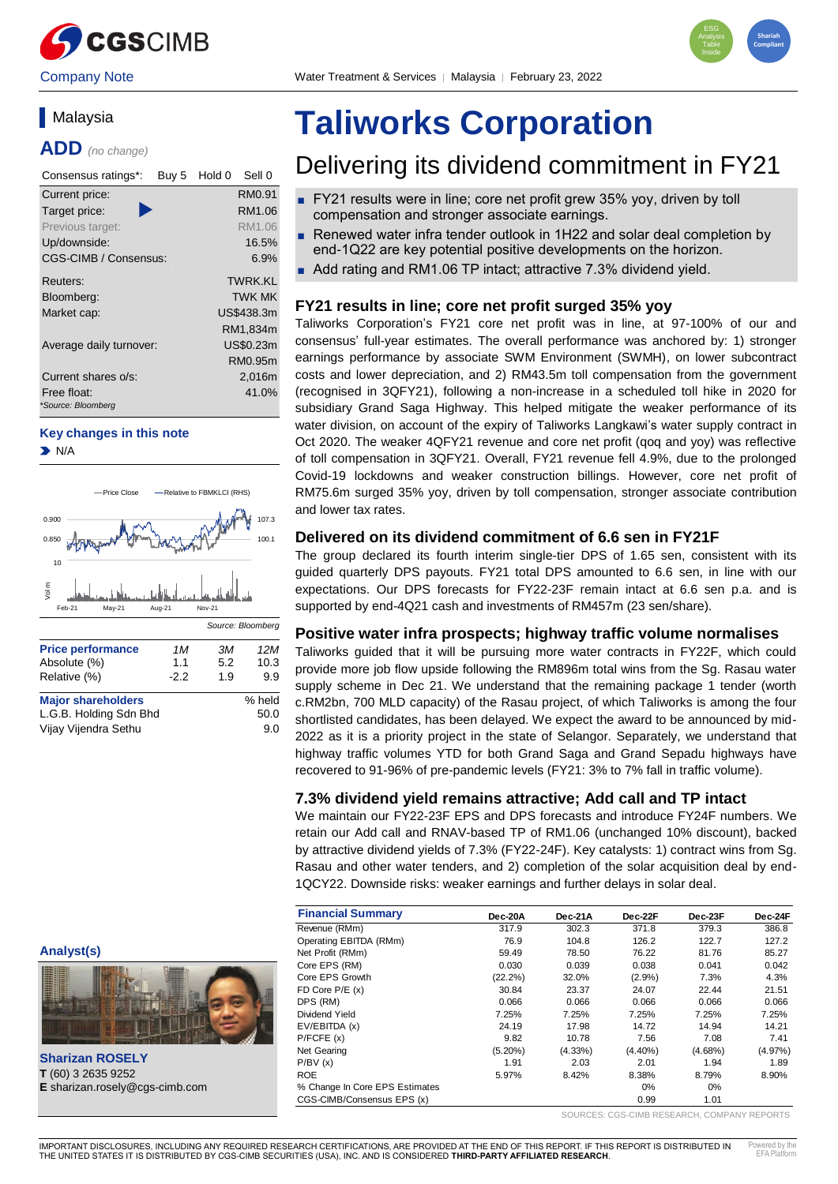Company Note

Water Treatment & Services | Malaysia | February 23, 2022

## Malaysia

## ADD *(no change)*

| Consensus ratings*: | Buy 5 | Hold 0 | Sell 0 |
|---|---|---|---|

| | |
|---|---|
| Current price: | RM0.91 |
| Target price: | RM1.06 |
| Previous target: | RM1.06 |
| Up/downside: | 16.5% |
| CGS-CIMB / Consensus: | 6.9% |
| Reuters: | TWRK.KL |
| Bloomberg: | TWK MK |
| Market cap: | US$438.3m |
| | RM1,834m |
| Average daily turnover: | US$0.23m |
| | RM0.95m |
| Current shares o/s: | 2,016m |
| Free float: | 41.0% |

*Source: Bloomberg

**Key changes in this note**

- N/A

Source: Bloomberg

| Price performance | 1M | 3M | 12M |
|---|---|---|---|
| Absolute (%) | 1.1 | 5.2 | 10.3 |
| Relative (%) | -2.2 | 1.9 | 9.9 |

| Major shareholders | % held |
|---|---|
| L.G.B. Holding Sdn Bhd | 50.0 |
| Vijay Vijendra Sethu | 9.0 |

**Analyst(s)**

**Sharizan ROSELY**
T (60) 3 2635 9252
E sharizan.rosely@cgs-cimb.com

# Taliworks Corporation

## Delivering its dividend commitment in FY21

- FY21 results were in line; core net profit grew 35% yoy, driven by toll compensation and stronger associate earnings.
- Renewed water infra tender outlook in 1H22 and solar deal completion by end-1Q22 are key potential positive developments on the horizon.
- Add rating and RM1.06 TP intact; attractive 7.3% dividend yield.

### FY21 results in line; core net profit surged 35% yoy

Taliworks Corporation's FY21 core net profit was in line, at 97-100% of our and consensus' full-year estimates. The overall performance was anchored by: 1) stronger earnings performance by associate SWM Environment (SWMH), on lower subcontract costs and lower depreciation, and 2) RM43.5m toll compensation from the government (recognised in 3QFY21), following a non-increase in a scheduled toll hike in 2020 for subsidiary Grand Saga Highway. This helped mitigate the weaker performance of its water division, on account of the expiry of Taliworks Langkawi's water supply contract in Oct 2020. The weaker 4QFY21 revenue and core net profit (qoq and yoy) was reflective of toll compensation in 3QFY21. Overall, FY21 revenue fell 4.9%, due to the prolonged Covid-19 lockdowns and weaker construction billings. However, core net profit of RM75.6m surged 35% yoy, driven by toll compensation, stronger associate contribution and lower tax rates.

### Delivered on its dividend commitment of 6.6 sen in FY21F

The group declared its fourth interim single-tier DPS of 1.65 sen, consistent with its guided quarterly DPS payouts. FY21 total DPS amounted to 6.6 sen, in line with our expectations. Our DPS forecasts for FY22-23F remain intact at 6.6 sen p.a. and is supported by end-4Q21 cash and investments of RM457m (23 sen/share).

### Positive water infra prospects; highway traffic volume normalises

Taliworks guided that it will be pursuing more water contracts in FY22F, which could provide more job flow upside following the RM896m total wins from the Sg. Rasau water supply scheme in Dec 21. We understand that the remaining package 1 tender (worth c.RM2bn, 700 MLD capacity) of the Rasau project, of which Taliworks is among the four shortlisted candidates, has been delayed. We expect the award to be announced by mid-2022 as it is a priority project in the state of Selangor. Separately, we understand that highway traffic volumes YTD for both Grand Saga and Grand Sepadu highways have recovered to 91-96% of pre-pandemic levels (FY21: 3% to 7% fall in traffic volume).

### 7.3% dividend yield remains attractive; Add call and TP intact

We maintain our FY22-23F EPS and DPS forecasts and introduce FY24F numbers. We retain our Add call and RNAV-based TP of RM1.06 (unchanged 10% discount), backed by attractive dividend yields of 7.3% (FY22-24F). Key catalysts: 1) contract wins from Sg. Rasau and other water tenders, and 2) completion of the solar acquisition deal by end-1QCY22. Downside risks: weaker earnings and further delays in solar deal.

| Financial Summary | Dec-20A | Dec-21A | Dec-22F | Dec-23F | Dec-24F |
|---|---|---|---|---|---|
| Revenue (RMm) | 317.9 | 302.3 | 371.8 | 379.3 | 386.8 |
| Operating EBITDA (RMm) | 76.9 | 104.8 | 126.2 | 122.7 | 127.2 |
| Net Profit (RMm) | 59.49 | 78.50 | 76.22 | 81.76 | 85.27 |
| Core EPS (RM) | 0.030 | 0.039 | 0.038 | 0.041 | 0.042 |
| Core EPS Growth | (22.2%) | 32.0% | (2.9%) | 7.3% | 4.3% |
| FD Core P/E (x) | 30.84 | 23.37 | 24.07 | 22.44 | 21.51 |
| DPS (RM) | 0.066 | 0.066 | 0.066 | 0.066 | 0.066 |
| Dividend Yield | 7.25% | 7.25% | 7.25% | 7.25% | 7.25% |
| EV/EBITDA (x) | 24.19 | 17.98 | 14.72 | 14.94 | 14.21 |
| P/FCFE (x) | 9.82 | 10.78 | 7.56 | 7.08 | 7.41 |
| Net Gearing | (5.20%) | (4.33%) | (4.40%) | (4.68%) | (4.97%) |
| P/BV (x) | 1.91 | 2.03 | 2.01 | 1.94 | 1.89 |
| ROE | 5.97% | 8.42% | 8.38% | 8.79% | 8.90% |
| % Change In Core EPS Estimates | | | 0% | 0% | |
| CGS-CIMB/Consensus EPS (x) | | | 0.99 | 1.01 | |

SOURCES: CGS-CIMB RESEARCH, COMPANY REPORTS

IMPORTANT DISCLOSURES, INCLUDING ANY REQUIRED RESEARCH CERTIFICATIONS, ARE PROVIDED AT THE END OF THIS REPORT. IF THIS REPORT IS DISTRIBUTED IN THE UNITED STATES IT IS DISTRIBUTED BY CGS-CIMB SECURITIES (USA), INC. AND IS CONSIDERED **THIRD-PARTY AFFILIATED RESEARCH**.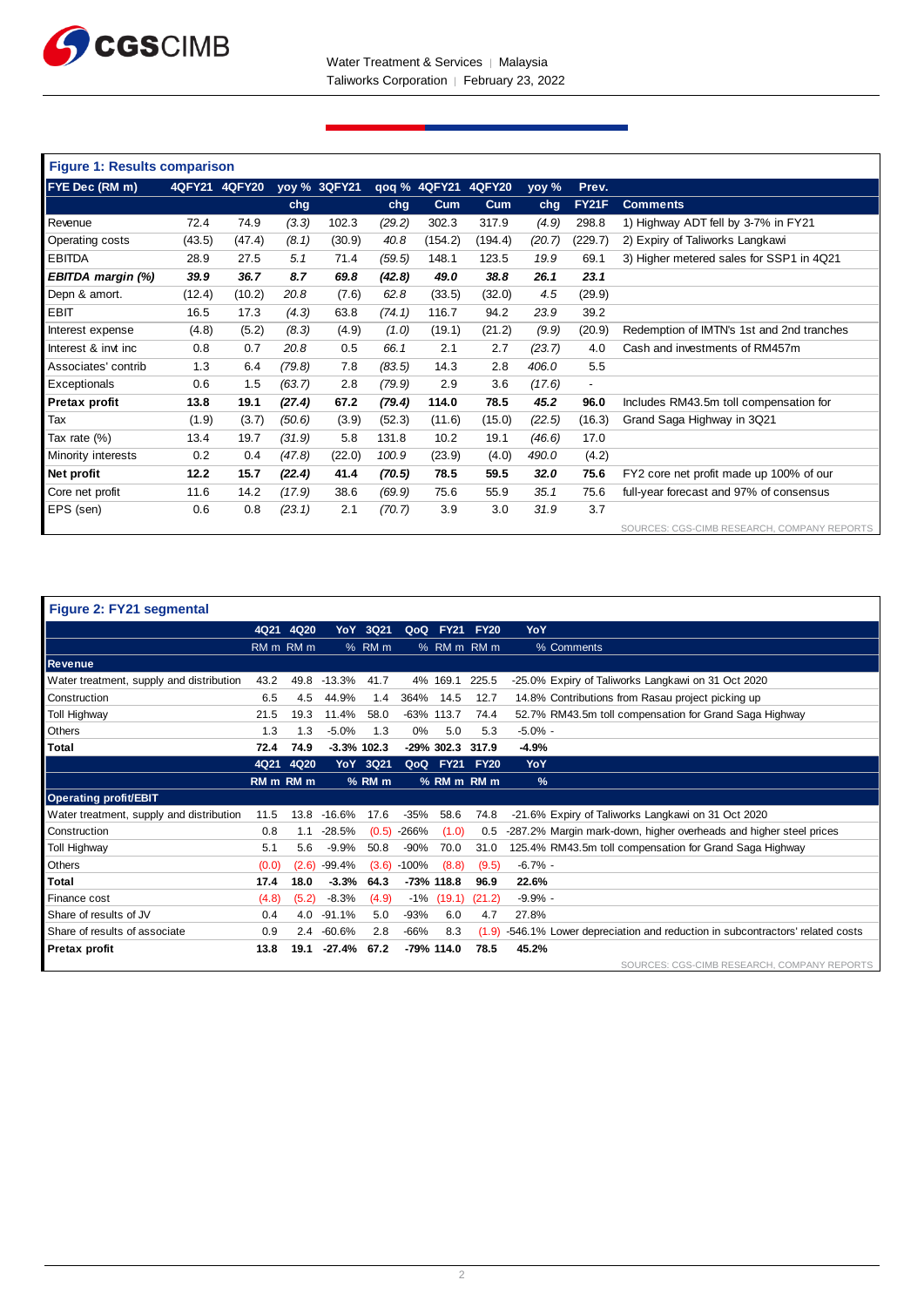**Figure 1: Results comparison**

| FYE Dec (RM m) | 4QFY21 | 4QFY20 | yoy % chg | 3QFY21 | qoq % chg | 4QFY21 Cum | 4QFY20 Cum | yoy % chg | Prev. FY21F | Comments |
|---|---|---|---|---|---|---|---|---|---|---|
| Revenue | 72.4 | 74.9 | *(3.3)* | 102.3 | *(29.2)* | 302.3 | 317.9 | *(4.9)* | 298.8 | 1) Highway ADT fell by 3-7% in FY21 |
| Operating costs | (43.5) | (47.4) | *(8.1)* | (30.9) | *40.8* | (154.2) | (194.4) | *(20.7)* | (229.7) | 2) Expiry of Taliworks Langkawi |
| EBITDA | 28.9 | 27.5 | *5.1* | 71.4 | *(59.5)* | 148.1 | 123.5 | *19.9* | 69.1 | 3) Higher metered sales for SSP1 in 4Q21 |
| ***EBITDA margin (%)*** | ***39.9*** | ***36.7*** | ***8.7*** | ***69.8*** | ***(42.8)*** | ***49.0*** | ***38.8*** | ***26.1*** | ***23.1*** | |
| Depn & amort. | (12.4) | (10.2) | *20.8* | (7.6) | *62.8* | (33.5) | (32.0) | *4.5* | (29.9) | |
| EBIT | 16.5 | 17.3 | *(4.3)* | 63.8 | *(74.1)* | 116.7 | 94.2 | *23.9* | 39.2 | |
| Interest expense | (4.8) | (5.2) | *(8.3)* | (4.9) | *(1.0)* | (19.1) | (21.2) | *(9.9)* | (20.9) | Redemption of IMTN's 1st and 2nd tranches |
| Interest & invt inc | 0.8 | 0.7 | *20.8* | 0.5 | *66.1* | 2.1 | 2.7 | *(23.7)* | 4.0 | Cash and investments of RM457m |
| Associates' contrib | 1.3 | 6.4 | *(79.8)* | 7.8 | *(83.5)* | 14.3 | 2.8 | *406.0* | 5.5 | |
| Exceptionals | 0.6 | 1.5 | *(63.7)* | 2.8 | *(79.9)* | 2.9 | 3.6 | *(17.6)* | - | |
| **Pretax profit** | **13.8** | **19.1** | ***(27.4)*** | **67.2** | ***(79.4)*** | **114.0** | **78.5** | ***45.2*** | **96.0** | Includes RM43.5m toll compensation for |
| Tax | (1.9) | (3.7) | *(50.6)* | (3.9) | *(52.3)* | (11.6) | (15.0) | *(22.5)* | (16.3) | Grand Saga Highway in 3Q21 |
| Tax rate (%) | 13.4 | 19.7 | *(31.9)* | 5.8 | *131.8* | 10.2 | 19.1 | *(46.6)* | 17.0 | |
| Minority interests | 0.2 | 0.4 | *(47.8)* | (22.0) | *100.9* | (23.9) | (4.0) | *490.0* | (4.2) | |
| **Net profit** | **12.2** | **15.7** | ***(22.4)*** | **41.4** | ***(70.5)*** | **78.5** | **59.5** | ***32.0*** | **75.6** | FY2 core net profit made up 100% of our |
| Core net profit | 11.6 | 14.2 | *(17.9)* | 38.6 | *(69.9)* | 75.6 | 55.9 | *35.1* | 75.6 | full-year forecast and 97% of consensus |
| EPS (sen) | 0.6 | 0.8 | *(23.1)* | 2.1 | *(70.7)* | 3.9 | 3.0 | *31.9* | 3.7 | |

SOURCES: CGS-CIMB RESEARCH, COMPANY REPORTS

**Figure 2: FY21 segmental**

| | 4Q21 RM m | 4Q20 RM m | YoY % | 3Q21 RM m | QoQ % | FY21 RM m | FY20 RM m | YoY % | Comments |
|---|---|---|---|---|---|---|---|---|---|
| **Revenue** | | | | | | | | | |
| Water treatment, supply and distribution | 43.2 | 49.8 | -13.3% | 41.7 | 4% | 169.1 | 225.5 | -25.0% | Expiry of Taliworks Langkawi on 31 Oct 2020 |
| Construction | 6.5 | 4.5 | 44.9% | 1.4 | 364% | 14.5 | 12.7 | 14.8% | Contributions from Rasau project picking up |
| Toll Highway | 21.5 | 19.3 | 11.4% | 58.0 | -63% | 113.7 | 74.4 | 52.7% | RM43.5m toll compensation for Grand Saga Highway |
| Others | 1.3 | 1.3 | -5.0% | 1.3 | 0% | 5.0 | 5.3 | -5.0% | - |
| **Total** | **72.4** | **74.9** | **-3.3%** | **102.3** | **-29%** | **302.3** | **317.9** | **-4.9%** | |
| | **4Q21 RM m** | **4Q20 RM m** | **YoY %** | **3Q21 RM m** | **QoQ %** | **FY21 RM m** | **FY20 RM m** | **YoY %** | |
| **Operating profit/EBIT** | | | | | | | | | |
| Water treatment, supply and distribution | 11.5 | 13.8 | -16.6% | 17.6 | -35% | 58.6 | 74.8 | -21.6% | Expiry of Taliworks Langkawi on 31 Oct 2020 |
| Construction | 0.8 | 1.1 | -28.5% | (0.5) | -266% | (1.0) | 0.5 | -287.2% | Margin mark-down, higher overheads and higher steel prices |
| Toll Highway | 5.1 | 5.6 | -9.9% | 50.8 | -90% | 70.0 | 31.0 | 125.4% | RM43.5m toll compensation for Grand Saga Highway |
| Others | (0.0) | (2.6) | -99.4% | (3.6) | -100% | (8.8) | (9.5) | -6.7% | - |
| **Total** | **17.4** | **18.0** | **-3.3%** | **64.3** | **-73%** | **118.8** | **96.9** | **22.6%** | |
| Finance cost | (4.8) | (5.2) | -8.3% | (4.9) | -1% | (19.1) | (21.2) | -9.9% | - |
| Share of results of JV | 0.4 | 4.0 | -91.1% | 5.0 | -93% | 6.0 | 4.7 | 27.8% | |
| Share of results of associate | 0.9 | 2.4 | -60.6% | 2.8 | -66% | 8.3 | (1.9) | -546.1% | Lower depreciation and reduction in subcontractors' related costs |
| **Pretax profit** | **13.8** | **19.1** | **-27.4%** | **67.2** | **-79%** | **114.0** | **78.5** | **45.2%** | |

SOURCES: CGS-CIMB RESEARCH, COMPANY REPORTS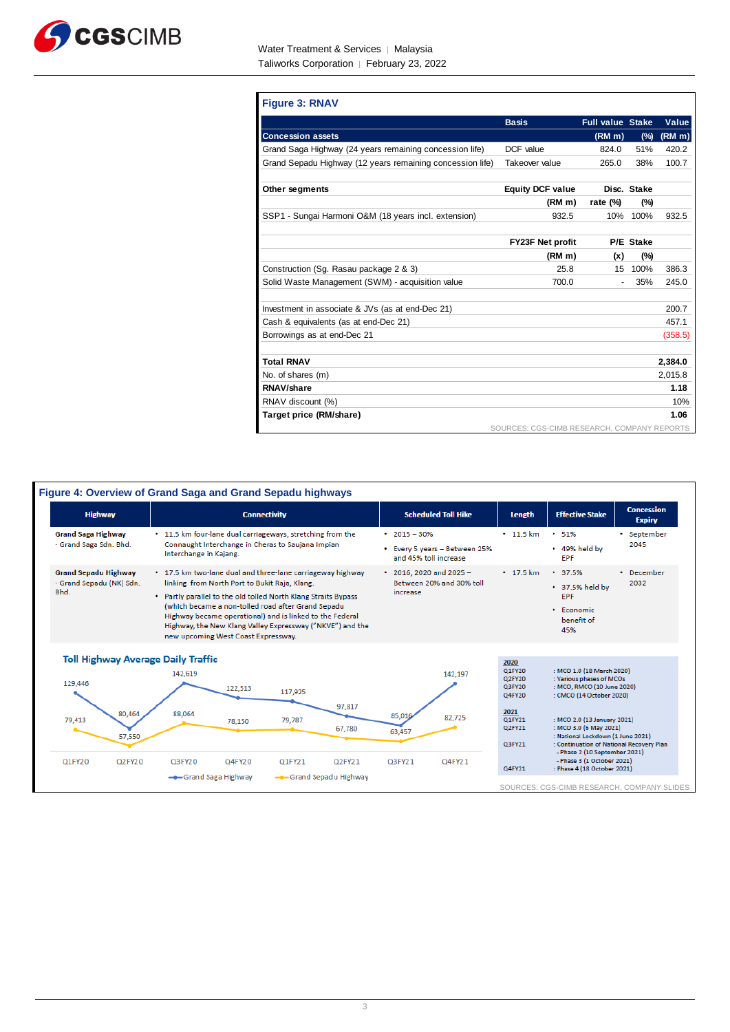**Figure 3: RNAV**

| | Basis | Full value | Stake | Value |
|---|---|---|---|---|
| **Concession assets** | | **(RM m)** | **(%)** | **(RM m)** |
| Grand Saga Highway (24 years remaining concession life) | DCF value | 824.0 | 51% | 420.2 |
| Grand Sepadu Highway (12 years remaining concession life) | Takeover value | 265.0 | 38% | 100.7 |
| | | | | |
| **Other segments** | **Equity DCF value** | **Disc.** | **Stake** | |
| | **(RM m)** | **rate (%)** | **(%)** | |
| SSP1 - Sungai Harmoni O&M (18 years incl. extension) | 932.5 | 10% | 100% | 932.5 |
| | | | | |
| | **FY23F Net profit** | **P/E** | **Stake** | |
| | **(RM m)** | **(x)** | **(%)** | |
| Construction (Sg. Rasau package 2 & 3) | 25.8 | 15 | 100% | 386.3 |
| Solid Waste Management (SWM) - acquisition value | 700.0 | - | 35% | 245.0 |
| | | | | |
| Investment in associate & JVs (as at end-Dec 21) | | | | 200.7 |
| Cash & equivalents (as at end-Dec 21) | | | | 457.1 |
| Borrowings as at end-Dec 21 | | | | (358.5) |
| | | | | |
| **Total RNAV** | | | | **2,384.0** |
| No. of shares (m) | | | | 2,015.8 |
| **RNAV/share** | | | | **1.18** |
| RNAV discount (%) | | | | 10% |
| **Target price (RM/share)** | | | | **1.06** |

SOURCES: CGS-CIMB RESEARCH, COMPANY REPORTS

**Figure 4: Overview of Grand Saga and Grand Sepadu highways**

| Highway | Connectivity | Scheduled Toll Hike | Length | Effective Stake | Concession Expiry |
|---|---|---|---|---|---|
| **Grand Saga Highway** - Grand Saga Sdn. Bhd. | • 11.5 km four-lane dual carriageways, stretching from the Connaught Interchange in Cheras to Saujana Impian Interchange in Kajang. | • 2015 – 30%<br>• Every 5 years – Between 25% and 45% toll increase | • 11.5 km | • 51%<br>• 49% held by EPF | • September 2045 |
| **Grand Sepadu Highway** - Grand Sepadu (NK) Sdn. Bhd. | • 17.5 km two-lane dual and three-lane carriageway highway linking from North Port to Bukit Raja, Klang.<br>• Partly parallel to the old tolled North Klang Straits Bypass (which became a non-tolled road after Grand Sepadu Highway became operational) and is linked to the Federal Highway, the New Klang Valley Expressway ("NKVE") and the new upcoming West Coast Expressway. | • 2016, 2020 and 2025 – Between 20% and 30% toll increase | • 17.5 km | • 37.5%<br>• 37.5% held by EPF<br>• Economic benefit of 45% | • December 2032 |

**Toll Highway Average Daily Traffic**

| | Q1FY20 | Q2FY20 | Q3FY20 | Q4FY20 | Q1FY21 | Q2FY21 | Q3FY21 | Q4FY21 |
|---|---|---|---|---|---|---|---|---|
| Grand Saga Highway | 129,446 | 80,464 | 142,619 | 122,513 | 117,925 | 97,817 | 85,016 | 142,197 |
| Grand Sepadu Highway | 79,413 | 57,550 | 88,064 | 78,150 | 79,787 | 67,780 | 63,457 | 82,725 |

**2020**
- Q1FY20 : MCO 1.0 (18 March 2020)
- Q2FY20 : Various phases of MCOs
- Q3FY20 : MCO, RMCO (10 June 2020)
- Q4FY20 : CMCO (14 October 2020)

**2021**
- Q1FY21 : MCO 2.0 (13 January 2021)
- Q2FY21 : MCO 3.0 (6 May 2021)
  : National Lockdown (1 June 2021)
- Q3FY21 : Continuation of National Recovery Plan
  - Phase 2 (10 September 2021)
  - Phase 3 (1 October 2021)
- Q4FY21 : Phase 4 (18 October 2021)

SOURCES: CGS-CIMB RESEARCH, COMPANY SLIDES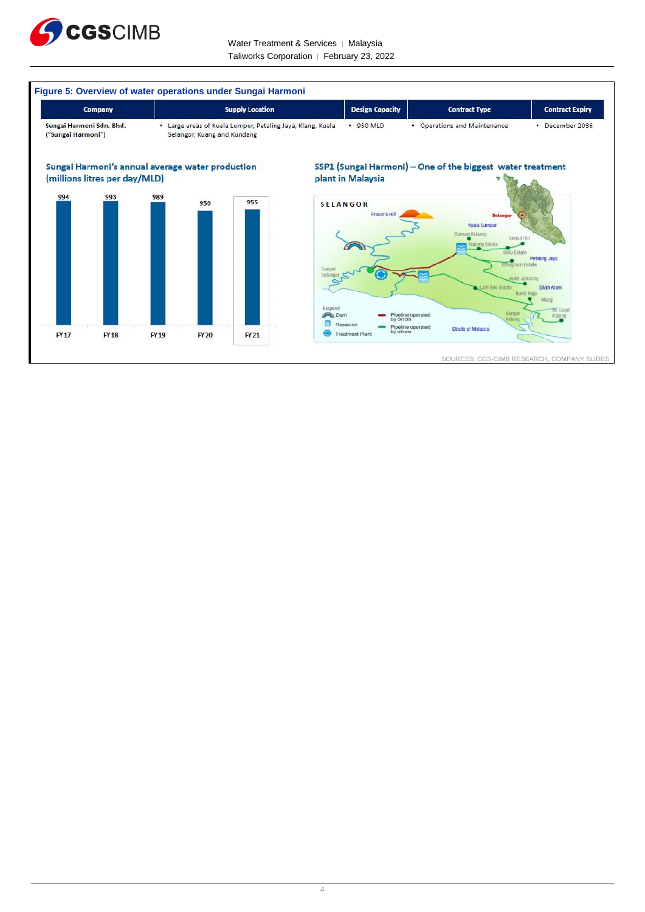**Figure 5: Overview of water operations under Sungai Harmoni**

| Company | Supply Location | Design Capacity | Contract Type | Contract Expiry |
|---|---|---|---|---|
| Sungai Harmoni Sdn. Bhd. ("Sungai Harmoni") | • Large areas of Kuala Lumpur, Petaling Jaya, Klang, Kuala Selangor, Kuang and Kundang | • 950 MLD | • Operations and Maintenance | • December 2036 |

**Sungai Harmoni's annual average water production (millions litres per day/MLD)**

| FY17 | FY18 | FY19 | FY20 | FY21 |
|---|---|---|---|---|
| 994 | 993 | 989 | 950 | 955 |

**SSP1 (Sungai Harmoni) – One of the biggest water treatment plant in Malaysia**

SOURCES: CGS-CIMB RESEARCH, COMPANY SLIDES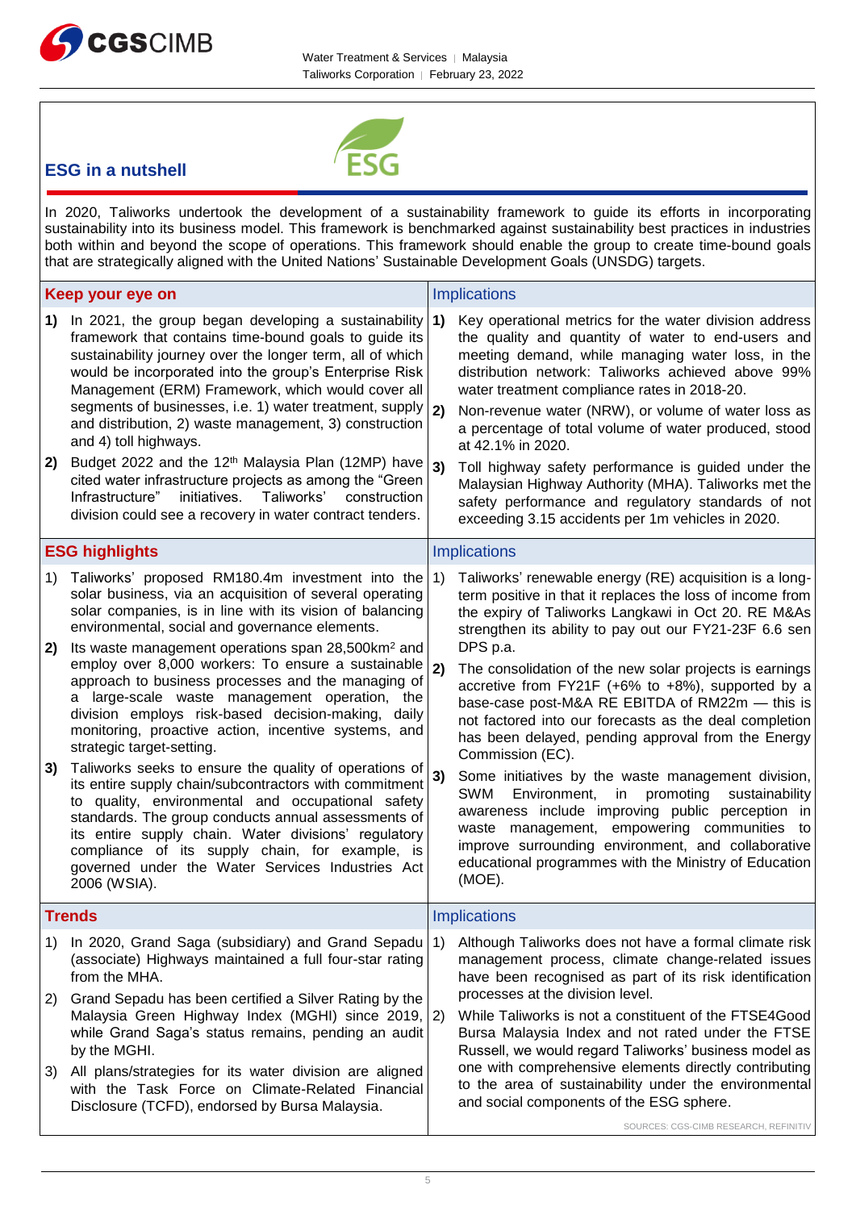## ESG in a nutshell

In 2020, Taliworks undertook the development of a sustainability framework to guide its efforts in incorporating sustainability into its business model. This framework is benchmarked against sustainability best practices in industries both within and beyond the scope of operations. This framework should enable the group to create time-bound goals that are strategically aligned with the United Nations' Sustainable Development Goals (UNSDG) targets.

| Keep your eye on | Implications |
|---|---|
| **1)** In 2021, the group began developing a sustainability framework that contains time-bound goals to guide its sustainability journey over the longer term, all of which would be incorporated into the group's Enterprise Risk Management (ERM) Framework, which would cover all segments of businesses, i.e. 1) water treatment, supply and distribution, 2) waste management, 3) construction and 4) toll highways.<br><br>**2)** Budget 2022 and the 12th Malaysia Plan (12MP) have cited water infrastructure projects as among the "Green Infrastructure" initiatives. Taliworks' construction division could see a recovery in water contract tenders. | **1)** Key operational metrics for the water division address the quality and quantity of water to end-users and meeting demand, while managing water loss, in the distribution network: Taliworks achieved above 99% water treatment compliance rates in 2018-20.<br><br>**2)** Non-revenue water (NRW), or volume of water loss as a percentage of total volume of water produced, stood at 42.1% in 2020.<br><br>**3)** Toll highway safety performance is guided under the Malaysian Highway Authority (MHA). Taliworks met the safety performance and regulatory standards of not exceeding 3.15 accidents per 1m vehicles in 2020. |

| ESG highlights | Implications |
|---|---|
| 1) Taliworks' proposed RM180.4m investment into the solar business, via an acquisition of several operating solar companies, is in line with its vision of balancing environmental, social and governance elements.<br><br>**2)** Its waste management operations span 28,500km² and employ over 8,000 workers: To ensure a sustainable approach to business processes and the managing of a large-scale waste management operation, the division employs risk-based decision-making, daily monitoring, proactive action, incentive systems, and strategic target-setting.<br><br>**3)** Taliworks seeks to ensure the quality of operations of its entire supply chain/subcontractors with commitment to quality, environmental and occupational safety standards. The group conducts annual assessments of its entire supply chain. Water divisions' regulatory compliance of its supply chain, for example, is governed under the Water Services Industries Act 2006 (WSIA). | 1) Taliworks' renewable energy (RE) acquisition is a long-term positive in that it replaces the loss of income from the expiry of Taliworks Langkawi in Oct 20. RE M&As strengthen its ability to pay out our FY21-23F 6.6 sen DPS p.a.<br><br>**2)** The consolidation of the new solar projects is earnings accretive from FY21F (+6% to +8%), supported by a base-case post-M&A RE EBITDA of RM22m — this is not factored into our forecasts as the deal completion has been delayed, pending approval from the Energy Commission (EC).<br><br>**3)** Some initiatives by the waste management division, SWM Environment, in promoting sustainability awareness include improving public perception in waste management, empowering communities to improve surrounding environment, and collaborative educational programmes with the Ministry of Education (MOE). |

| Trends | Implications |
|---|---|
| 1) In 2020, Grand Saga (subsidiary) and Grand Sepadu (associate) Highways maintained a full four-star rating from the MHA.<br><br>2) Grand Sepadu has been certified a Silver Rating by the Malaysia Green Highway Index (MGHI) since 2019, while Grand Saga's status remains, pending an audit by the MGHI.<br><br>3) All plans/strategies for its water division are aligned with the Task Force on Climate-Related Financial Disclosure (TCFD), endorsed by Bursa Malaysia. | 1) Although Taliworks does not have a formal climate risk management process, climate change-related issues have been recognised as part of its risk identification processes at the division level.<br><br>2) While Taliworks is not a constituent of the FTSE4Good Bursa Malaysia Index and not rated under the FTSE Russell, we would regard Taliworks' business model as one with comprehensive elements directly contributing to the area of sustainability under the environmental and social components of the ESG sphere. |

SOURCES: CGS-CIMB RESEARCH, REFINITIV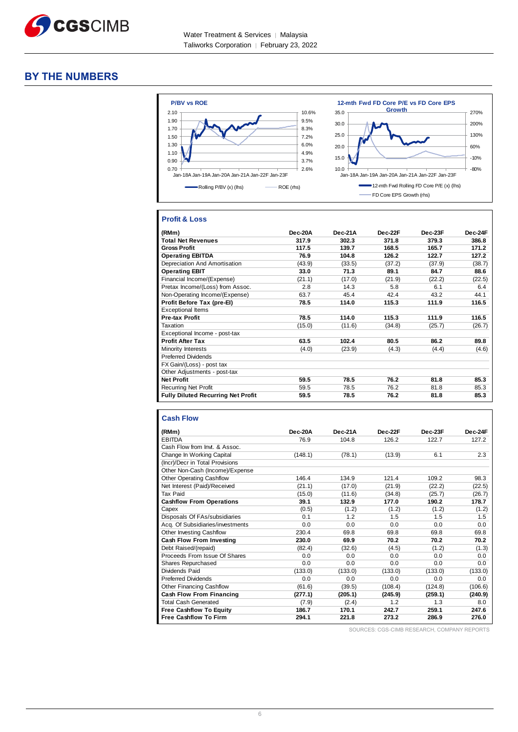## BY THE NUMBERS

**P/BV vs ROE**

**12-mth Fwd FD Core P/E vs FD Core EPS Growth**

### Profit & Loss

| (RMm) | Dec-20A | Dec-21A | Dec-22F | Dec-23F | Dec-24F |
|---|---|---|---|---|---|
| **Total Net Revenues** | 317.9 | 302.3 | 371.8 | 379.3 | 386.8 |
| **Gross Profit** | 117.5 | 139.7 | 168.5 | 165.7 | 171.2 |
| **Operating EBITDA** | 76.9 | 104.8 | 126.2 | 122.7 | 127.2 |
| Depreciation And Amortisation | (43.9) | (33.5) | (37.2) | (37.9) | (38.7) |
| **Operating EBIT** | 33.0 | 71.3 | 89.1 | 84.7 | 88.6 |
| Financial Income/(Expense) | (21.1) | (17.0) | (21.9) | (22.2) | (22.5) |
| Pretax Income/(Loss) from Assoc. | 2.8 | 14.3 | 5.8 | 6.1 | 6.4 |
| Non-Operating Income/(Expense) | 63.7 | 45.4 | 42.4 | 43.2 | 44.1 |
| **Profit Before Tax (pre-EI)** | 78.5 | 114.0 | 115.3 | 111.9 | 116.5 |
| Exceptional Items | | | | | |
| **Pre-tax Profit** | 78.5 | 114.0 | 115.3 | 111.9 | 116.5 |
| Taxation | (15.0) | (11.6) | (34.8) | (25.7) | (26.7) |
| Exceptional Income - post-tax | | | | | |
| **Profit After Tax** | 63.5 | 102.4 | 80.5 | 86.2 | 89.8 |
| Minority Interests | (4.0) | (23.9) | (4.3) | (4.4) | (4.6) |
| Preferred Dividends | | | | | |
| FX Gain/(Loss) - post tax | | | | | |
| Other Adjustments - post-tax | | | | | |
| **Net Profit** | 59.5 | 78.5 | 76.2 | 81.8 | 85.3 |
| Recurring Net Profit | 59.5 | 78.5 | 76.2 | 81.8 | 85.3 |
| **Fully Diluted Recurring Net Profit** | 59.5 | 78.5 | 76.2 | 81.8 | 85.3 |

### Cash Flow

| (RMm) | Dec-20A | Dec-21A | Dec-22F | Dec-23F | Dec-24F |
|---|---|---|---|---|---|
| EBITDA | 76.9 | 104.8 | 126.2 | 122.7 | 127.2 |
| Cash Flow from Invt. & Assoc. | | | | | |
| Change In Working Capital | (148.1) | (78.1) | (13.9) | 6.1 | 2.3 |
| (Incr)/Decr in Total Provisions | | | | | |
| Other Non-Cash (Income)/Expense | | | | | |
| Other Operating Cashflow | 146.4 | 134.9 | 121.4 | 109.2 | 98.3 |
| Net Interest (Paid)/Received | (21.1) | (17.0) | (21.9) | (22.2) | (22.5) |
| Tax Paid | (15.0) | (11.6) | (34.8) | (25.7) | (26.7) |
| **Cashflow From Operations** | 39.1 | 132.9 | 177.0 | 190.2 | 178.7 |
| Capex | (0.5) | (1.2) | (1.2) | (1.2) | (1.2) |
| Disposals Of FAs/subsidiaries | 0.1 | 1.2 | 1.5 | 1.5 | 1.5 |
| Acq. Of Subsidiaries/investments | 0.0 | 0.0 | 0.0 | 0.0 | 0.0 |
| Other Investing Cashflow | 230.4 | 69.8 | 69.8 | 69.8 | 69.8 |
| **Cash Flow From Investing** | 230.0 | 69.9 | 70.2 | 70.2 | 70.2 |
| Debt Raised/(repaid) | (82.4) | (32.6) | (4.5) | (1.2) | (1.3) |
| Proceeds From Issue Of Shares | 0.0 | 0.0 | 0.0 | 0.0 | 0.0 |
| Shares Repurchased | 0.0 | 0.0 | 0.0 | 0.0 | 0.0 |
| Dividends Paid | (133.0) | (133.0) | (133.0) | (133.0) | (133.0) |
| Preferred Dividends | 0.0 | 0.0 | 0.0 | 0.0 | 0.0 |
| Other Financing Cashflow | (61.6) | (39.5) | (108.4) | (124.8) | (106.6) |
| **Cash Flow From Financing** | (277.1) | (205.1) | (245.9) | (259.1) | (240.9) |
| Total Cash Generated | (7.9) | (2.4) | 1.2 | 1.3 | 8.0 |
| **Free Cashflow To Equity** | 186.7 | 170.1 | 242.7 | 259.1 | 247.6 |
| **Free Cashflow To Firm** | 294.1 | 221.8 | 273.2 | 286.9 | 276.0 |

SOURCES: CGS-CIMB RESEARCH, COMPANY REPORTS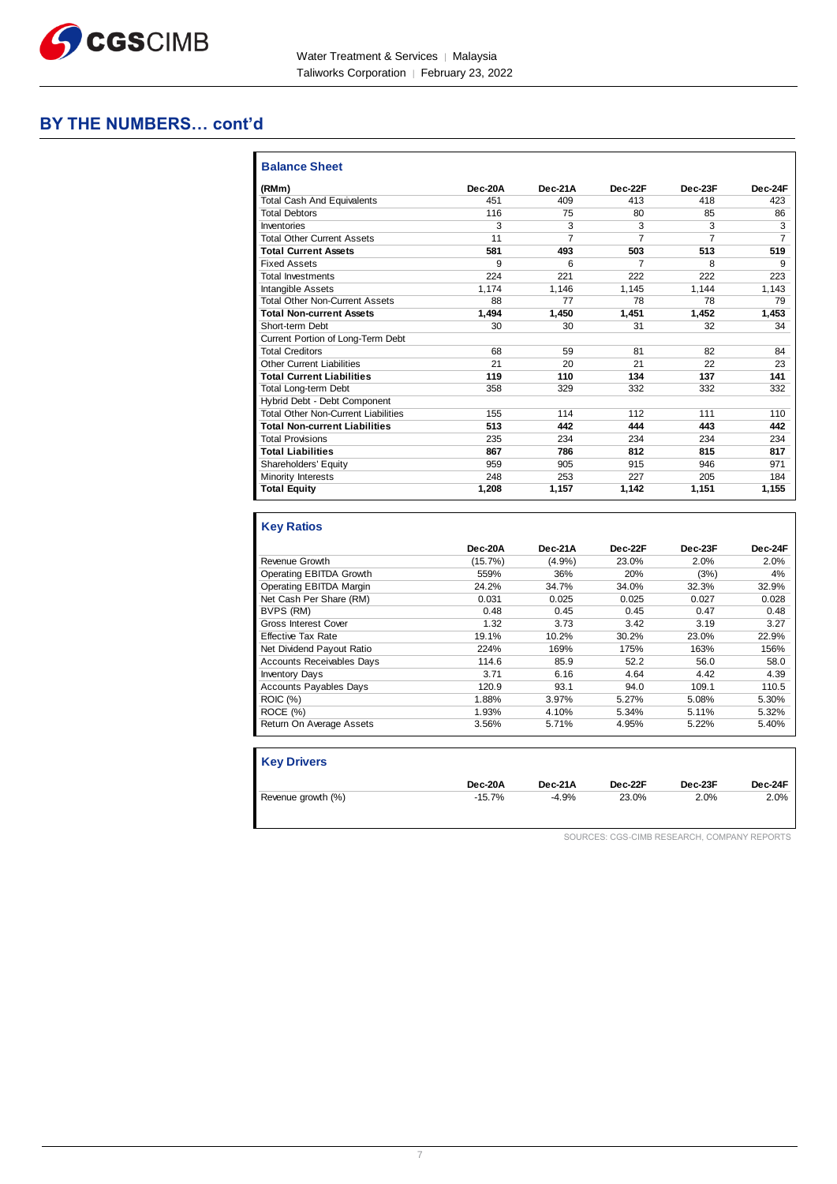## BY THE NUMBERS… cont'd

### Balance Sheet

| (RMm) | Dec-20A | Dec-21A | Dec-22F | Dec-23F | Dec-24F |
|---|---|---|---|---|---|
| Total Cash And Equivalents | 451 | 409 | 413 | 418 | 423 |
| Total Debtors | 116 | 75 | 80 | 85 | 86 |
| Inventories | 3 | 3 | 3 | 3 | 3 |
| Total Other Current Assets | 11 | 7 | 7 | 7 | 7 |
| **Total Current Assets** | **581** | **493** | **503** | **513** | **519** |
| Fixed Assets | 9 | 6 | 7 | 8 | 9 |
| Total Investments | 224 | 221 | 222 | 222 | 223 |
| Intangible Assets | 1,174 | 1,146 | 1,145 | 1,144 | 1,143 |
| Total Other Non-Current Assets | 88 | 77 | 78 | 78 | 79 |
| **Total Non-current Assets** | **1,494** | **1,450** | **1,451** | **1,452** | **1,453** |
| Short-term Debt | 30 | 30 | 31 | 32 | 34 |
| Current Portion of Long-Term Debt | | | | | |
| Total Creditors | 68 | 59 | 81 | 82 | 84 |
| Other Current Liabilities | 21 | 20 | 21 | 22 | 23 |
| **Total Current Liabilities** | **119** | **110** | **134** | **137** | **141** |
| Total Long-term Debt | 358 | 329 | 332 | 332 | 332 |
| Hybrid Debt - Debt Component | | | | | |
| Total Other Non-Current Liabilities | 155 | 114 | 112 | 111 | 110 |
| **Total Non-current Liabilities** | **513** | **442** | **444** | **443** | **442** |
| Total Provisions | 235 | 234 | 234 | 234 | 234 |
| **Total Liabilities** | **867** | **786** | **812** | **815** | **817** |
| Shareholders' Equity | 959 | 905 | 915 | 946 | 971 |
| Minority Interests | 248 | 253 | 227 | 205 | 184 |
| **Total Equity** | **1,208** | **1,157** | **1,142** | **1,151** | **1,155** |

### Key Ratios

| | Dec-20A | Dec-21A | Dec-22F | Dec-23F | Dec-24F |
|---|---|---|---|---|---|
| Revenue Growth | (15.7%) | (4.9%) | 23.0% | 2.0% | 2.0% |
| Operating EBITDA Growth | 559% | 36% | 20% | (3%) | 4% |
| Operating EBITDA Margin | 24.2% | 34.7% | 34.0% | 32.3% | 32.9% |
| Net Cash Per Share (RM) | 0.031 | 0.025 | 0.025 | 0.027 | 0.028 |
| BVPS (RM) | 0.48 | 0.45 | 0.45 | 0.47 | 0.48 |
| Gross Interest Cover | 1.32 | 3.73 | 3.42 | 3.19 | 3.27 |
| Effective Tax Rate | 19.1% | 10.2% | 30.2% | 23.0% | 22.9% |
| Net Dividend Payout Ratio | 224% | 169% | 175% | 163% | 156% |
| Accounts Receivables Days | 114.6 | 85.9 | 52.2 | 56.0 | 58.0 |
| Inventory Days | 3.71 | 6.16 | 4.64 | 4.42 | 4.39 |
| Accounts Payables Days | 120.9 | 93.1 | 94.0 | 109.1 | 110.5 |
| ROIC (%) | 1.88% | 3.97% | 5.27% | 5.08% | 5.30% |
| ROCE (%) | 1.93% | 4.10% | 5.34% | 5.11% | 5.32% |
| Return On Average Assets | 3.56% | 5.71% | 4.95% | 5.22% | 5.40% |

### Key Drivers

| | Dec-20A | Dec-21A | Dec-22F | Dec-23F | Dec-24F |
|---|---|---|---|---|---|
| Revenue growth (%) | -15.7% | -4.9% | 23.0% | 2.0% | 2.0% |

SOURCES: CGS-CIMB RESEARCH, COMPANY REPORTS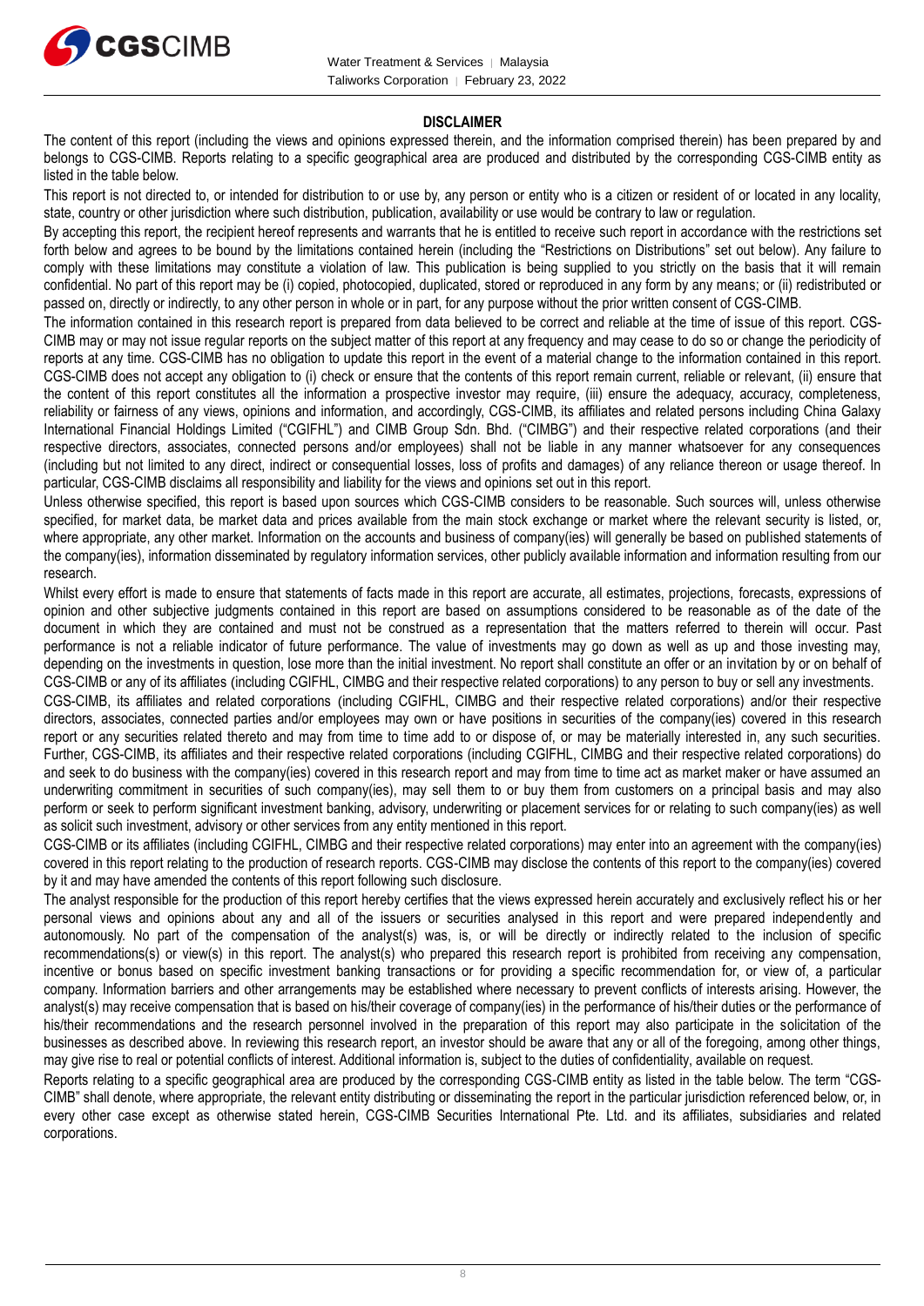### DISCLAIMER

The content of this report (including the views and opinions expressed therein, and the information comprised therein) has been prepared by and belongs to CGS-CIMB. Reports relating to a specific geographical area are produced and distributed by the corresponding CGS-CIMB entity as listed in the table below.

This report is not directed to, or intended for distribution to or use by, any person or entity who is a citizen or resident of or located in any locality, state, country or other jurisdiction where such distribution, publication, availability or use would be contrary to law or regulation.

By accepting this report, the recipient hereof represents and warrants that he is entitled to receive such report in accordance with the restrictions set forth below and agrees to be bound by the limitations contained herein (including the "Restrictions on Distributions" set out below). Any failure to comply with these limitations may constitute a violation of law. This publication is being supplied to you strictly on the basis that it will remain confidential. No part of this report may be (i) copied, photocopied, duplicated, stored or reproduced in any form by any means; or (ii) redistributed or passed on, directly or indirectly, to any other person in whole or in part, for any purpose without the prior written consent of CGS-CIMB.

The information contained in this research report is prepared from data believed to be correct and reliable at the time of issue of this report. CGS-CIMB may or may not issue regular reports on the subject matter of this report at any frequency and may cease to do so or change the periodicity of reports at any time. CGS-CIMB has no obligation to update this report in the event of a material change to the information contained in this report. CGS-CIMB does not accept any obligation to (i) check or ensure that the contents of this report remain current, reliable or relevant, (ii) ensure that the content of this report constitutes all the information a prospective investor may require, (iii) ensure the adequacy, accuracy, completeness, reliability or fairness of any views, opinions and information, and accordingly, CGS-CIMB, its affiliates and related persons including China Galaxy International Financial Holdings Limited ("CGIFHL") and CIMB Group Sdn. Bhd. ("CIMBG") and their respective related corporations (and their respective directors, associates, connected persons and/or employees) shall not be liable in any manner whatsoever for any consequences (including but not limited to any direct, indirect or consequential losses, loss of profits and damages) of any reliance thereon or usage thereof. In particular, CGS-CIMB disclaims all responsibility and liability for the views and opinions set out in this report.

Unless otherwise specified, this report is based upon sources which CGS-CIMB considers to be reasonable. Such sources will, unless otherwise specified, for market data, be market data and prices available from the main stock exchange or market where the relevant security is listed, or, where appropriate, any other market. Information on the accounts and business of company(ies) will generally be based on published statements of the company(ies), information disseminated by regulatory information services, other publicly available information and information resulting from our research.

Whilst every effort is made to ensure that statements of facts made in this report are accurate, all estimates, projections, forecasts, expressions of opinion and other subjective judgments contained in this report are based on assumptions considered to be reasonable as of the date of the document in which they are contained and must not be construed as a representation that the matters referred to therein will occur. Past performance is not a reliable indicator of future performance. The value of investments may go down as well as up and those investing may, depending on the investments in question, lose more than the initial investment. No report shall constitute an offer or an invitation by or on behalf of CGS-CIMB or any of its affiliates (including CGIFHL, CIMBG and their respective related corporations) to any person to buy or sell any investments.

CGS-CIMB, its affiliates and related corporations (including CGIFHL, CIMBG and their respective related corporations) and/or their respective directors, associates, connected parties and/or employees may own or have positions in securities of the company(ies) covered in this research report or any securities related thereto and may from time to time add to or dispose of, or may be materially interested in, any such securities. Further, CGS-CIMB, its affiliates and their respective related corporations (including CGIFHL, CIMBG and their respective related corporations) do and seek to do business with the company(ies) covered in this research report and may from time to time act as market maker or have assumed an underwriting commitment in securities of such company(ies), may sell them to or buy them from customers on a principal basis and may also perform or seek to perform significant investment banking, advisory, underwriting or placement services for or relating to such company(ies) as well as solicit such investment, advisory or other services from any entity mentioned in this report.

CGS-CIMB or its affiliates (including CGIFHL, CIMBG and their respective related corporations) may enter into an agreement with the company(ies) covered in this report relating to the production of research reports. CGS-CIMB may disclose the contents of this report to the company(ies) covered by it and may have amended the contents of this report following such disclosure.

The analyst responsible for the production of this report hereby certifies that the views expressed herein accurately and exclusively reflect his or her personal views and opinions about any and all of the issuers or securities analysed in this report and were prepared independently and autonomously. No part of the compensation of the analyst(s) was, is, or will be directly or indirectly related to the inclusion of specific recommendations(s) or view(s) in this report. The analyst(s) who prepared this research report is prohibited from receiving any compensation, incentive or bonus based on specific investment banking transactions or for providing a specific recommendation for, or view of, a particular company. Information barriers and other arrangements may be established where necessary to prevent conflicts of interests arising. However, the analyst(s) may receive compensation that is based on his/their coverage of company(ies) in the performance of his/their duties or the performance of his/their recommendations and the research personnel involved in the preparation of this report may also participate in the solicitation of the businesses as described above. In reviewing this research report, an investor should be aware that any or all of the foregoing, among other things, may give rise to real or potential conflicts of interest. Additional information is, subject to the duties of confidentiality, available on request.

Reports relating to a specific geographical area are produced by the corresponding CGS-CIMB entity as listed in the table below. The term "CGS-CIMB" shall denote, where appropriate, the relevant entity distributing or disseminating the report in the particular jurisdiction referenced below, or, in every other case except as otherwise stated herein, CGS-CIMB Securities International Pte. Ltd. and its affiliates, subsidiaries and related corporations.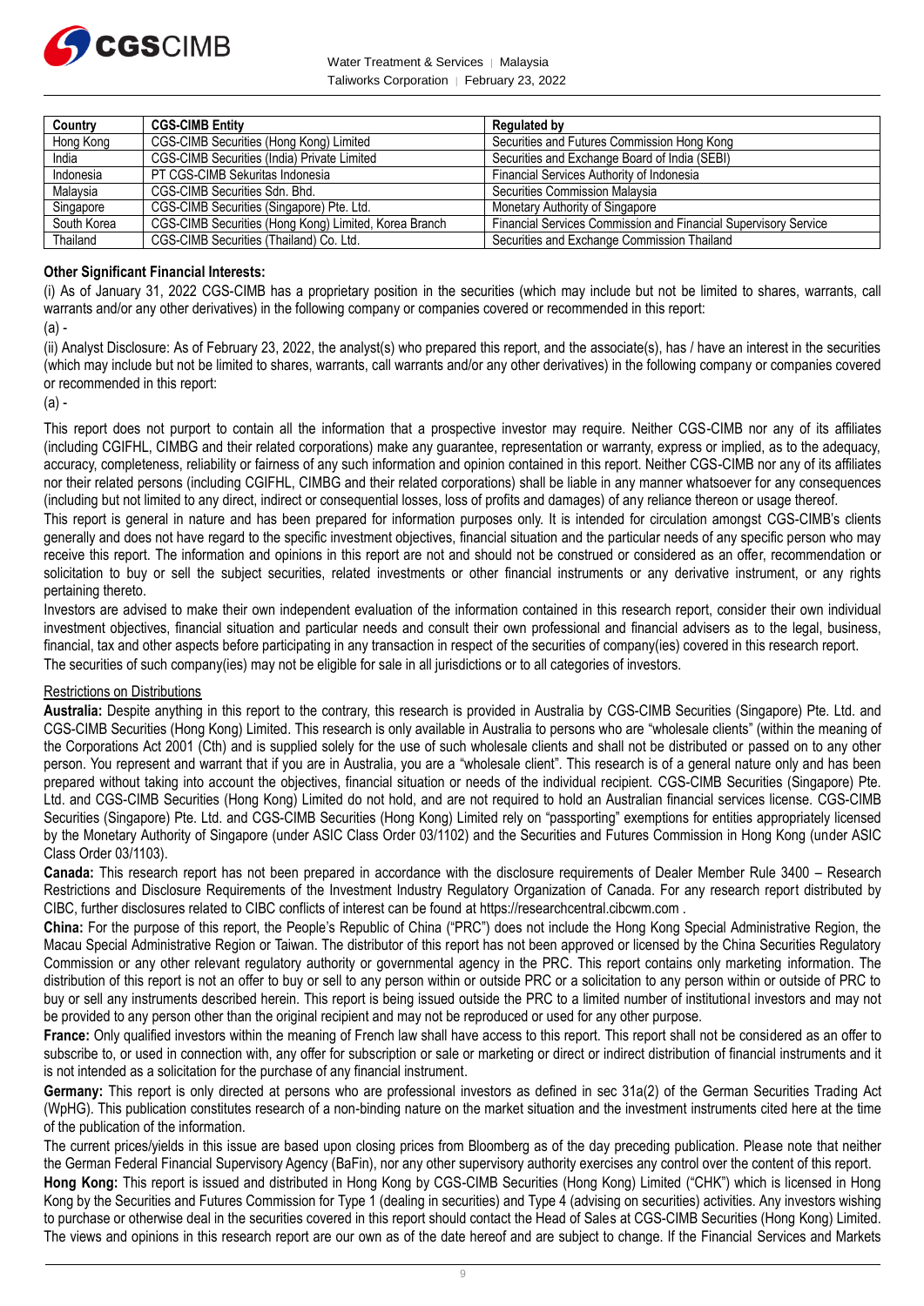| Country | CGS-CIMB Entity | Regulated by |
| --- | --- | --- |
| Hong Kong | CGS-CIMB Securities (Hong Kong) Limited | Securities and Futures Commission Hong Kong |
| India | CGS-CIMB Securities (India) Private Limited | Securities and Exchange Board of India (SEBI) |
| Indonesia | PT CGS-CIMB Sekuritas Indonesia | Financial Services Authority of Indonesia |
| Malaysia | CGS-CIMB Securities Sdn. Bhd. | Securities Commission Malaysia |
| Singapore | CGS-CIMB Securities (Singapore) Pte. Ltd. | Monetary Authority of Singapore |
| South Korea | CGS-CIMB Securities (Hong Kong) Limited, Korea Branch | Financial Services Commission and Financial Supervisory Service |
| Thailand | CGS-CIMB Securities (Thailand) Co. Ltd. | Securities and Exchange Commission Thailand |

**Other Significant Financial Interests:**

(i) As of January 31, 2022 CGS-CIMB has a proprietary position in the securities (which may include but not be limited to shares, warrants, call warrants and/or any other derivatives) in the following company or companies covered or recommended in this report:

(a) -

(ii) Analyst Disclosure: As of February 23, 2022, the analyst(s) who prepared this report, and the associate(s), has / have an interest in the securities (which may include but not be limited to shares, warrants, call warrants and/or any other derivatives) in the following company or companies covered or recommended in this report:

(a) -

This report does not purport to contain all the information that a prospective investor may require. Neither CGS-CIMB nor any of its affiliates (including CGIFHL, CIMBG and their related corporations) make any guarantee, representation or warranty, express or implied, as to the adequacy, accuracy, completeness, reliability or fairness of any such information and opinion contained in this report. Neither CGS-CIMB nor any of its affiliates nor their related persons (including CGIFHL, CIMBG and their related corporations) shall be liable in any manner whatsoever for any consequences (including but not limited to any direct, indirect or consequential losses, loss of profits and damages) of any reliance thereon or usage thereof.

This report is general in nature and has been prepared for information purposes only. It is intended for circulation amongst CGS-CIMB's clients generally and does not have regard to the specific investment objectives, financial situation and the particular needs of any specific person who may receive this report. The information and opinions in this report are not and should not be construed or considered as an offer, recommendation or solicitation to buy or sell the subject securities, related investments or other financial instruments or any derivative instrument, or any rights pertaining thereto.

Investors are advised to make their own independent evaluation of the information contained in this research report, consider their own individual investment objectives, financial situation and particular needs and consult their own professional and financial advisers as to the legal, business, financial, tax and other aspects before participating in any transaction in respect of the securities of company(ies) covered in this research report.

The securities of such company(ies) may not be eligible for sale in all jurisdictions or to all categories of investors.

Restrictions on Distributions

**Australia:** Despite anything in this report to the contrary, this research is provided in Australia by CGS-CIMB Securities (Singapore) Pte. Ltd. and CGS-CIMB Securities (Hong Kong) Limited. This research is only available in Australia to persons who are "wholesale clients" (within the meaning of the Corporations Act 2001 (Cth) and is supplied solely for the use of such wholesale clients and shall not be distributed or passed on to any other person. You represent and warrant that if you are in Australia, you are a "wholesale client". This research is of a general nature only and has been prepared without taking into account the objectives, financial situation or needs of the individual recipient. CGS-CIMB Securities (Singapore) Pte. Ltd. and CGS-CIMB Securities (Hong Kong) Limited do not hold, and are not required to hold an Australian financial services license. CGS-CIMB Securities (Singapore) Pte. Ltd. and CGS-CIMB Securities (Hong Kong) Limited rely on "passporting" exemptions for entities appropriately licensed by the Monetary Authority of Singapore (under ASIC Class Order 03/1102) and the Securities and Futures Commission in Hong Kong (under ASIC Class Order 03/1103).

**Canada:** This research report has not been prepared in accordance with the disclosure requirements of Dealer Member Rule 3400 – Research Restrictions and Disclosure Requirements of the Investment Industry Regulatory Organization of Canada. For any research report distributed by CIBC, further disclosures related to CIBC conflicts of interest can be found at https://researchcentral.cibcwm.com .

**China:** For the purpose of this report, the People's Republic of China ("PRC") does not include the Hong Kong Special Administrative Region, the Macau Special Administrative Region or Taiwan. The distributor of this report has not been approved or licensed by the China Securities Regulatory Commission or any other relevant regulatory authority or governmental agency in the PRC. This report contains only marketing information. The distribution of this report is not an offer to buy or sell to any person within or outside PRC or a solicitation to any person within or outside of PRC to buy or sell any instruments described herein. This report is being issued outside the PRC to a limited number of institutional investors and may not be provided to any person other than the original recipient and may not be reproduced or used for any other purpose.

**France:** Only qualified investors within the meaning of French law shall have access to this report. This report shall not be considered as an offer to subscribe to, or used in connection with, any offer for subscription or sale or marketing or direct or indirect distribution of financial instruments and it is not intended as a solicitation for the purchase of any financial instrument.

**Germany:** This report is only directed at persons who are professional investors as defined in sec 31a(2) of the German Securities Trading Act (WpHG). This publication constitutes research of a non-binding nature on the market situation and the investment instruments cited here at the time of the publication of the information.

The current prices/yields in this issue are based upon closing prices from Bloomberg as of the day preceding publication. Please note that neither the German Federal Financial Supervisory Agency (BaFin), nor any other supervisory authority exercises any control over the content of this report.

**Hong Kong:** This report is issued and distributed in Hong Kong by CGS-CIMB Securities (Hong Kong) Limited ("CHK") which is licensed in Hong Kong by the Securities and Futures Commission for Type 1 (dealing in securities) and Type 4 (advising on securities) activities. Any investors wishing to purchase or otherwise deal in the securities covered in this report should contact the Head of Sales at CGS-CIMB Securities (Hong Kong) Limited. The views and opinions in this research report are our own as of the date hereof and are subject to change. If the Financial Services and Markets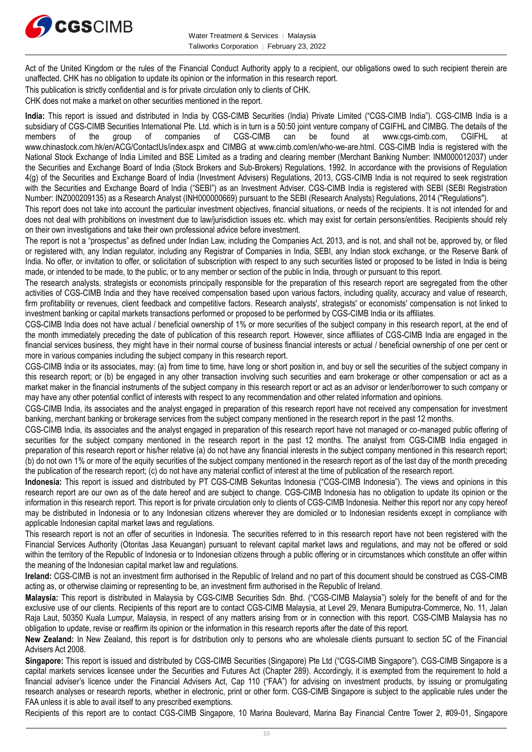Act of the United Kingdom or the rules of the Financial Conduct Authority apply to a recipient, our obligations owed to such recipient therein are unaffected. CHK has no obligation to update its opinion or the information in this research report.

This publication is strictly confidential and is for private circulation only to clients of CHK.

CHK does not make a market on other securities mentioned in the report.

**India:** This report is issued and distributed in India by CGS-CIMB Securities (India) Private Limited ("CGS-CIMB India"). CGS-CIMB India is a subsidiary of CGS-CIMB Securities International Pte. Ltd. which is in turn is a 50:50 joint venture company of CGIFHL and CIMBG. The details of the members of the group of companies of CGS-CIMB can be found at www.cgs-cimb.com, CGIFHL at www.chinastock.com.hk/en/ACG/ContactUs/index.aspx and CIMBG at www.cimb.com/en/who-we-are.html. CGS-CIMB India is registered with the National Stock Exchange of India Limited and BSE Limited as a trading and clearing member (Merchant Banking Number: INM000012037) under the Securities and Exchange Board of India (Stock Brokers and Sub-Brokers) Regulations, 1992. In accordance with the provisions of Regulation 4(g) of the Securities and Exchange Board of India (Investment Advisers) Regulations, 2013, CGS-CIMB India is not required to seek registration with the Securities and Exchange Board of India ("SEBI") as an Investment Adviser. CGS-CIMB India is registered with SEBI (SEBI Registration Number: INZ000209135) as a Research Analyst (INH000000669) pursuant to the SEBI (Research Analysts) Regulations, 2014 ("Regulations").

This report does not take into account the particular investment objectives, financial situations, or needs of the recipients. It is not intended for and does not deal with prohibitions on investment due to law/jurisdiction issues etc. which may exist for certain persons/entities. Recipients should rely on their own investigations and take their own professional advice before investment.

The report is not a "prospectus" as defined under Indian Law, including the Companies Act, 2013, and is not, and shall not be, approved by, or filed or registered with, any Indian regulator, including any Registrar of Companies in India, SEBI, any Indian stock exchange, or the Reserve Bank of India. No offer, or invitation to offer, or solicitation of subscription with respect to any such securities listed or proposed to be listed in India is being made, or intended to be made, to the public, or to any member or section of the public in India, through or pursuant to this report.

The research analysts, strategists or economists principally responsible for the preparation of this research report are segregated from the other activities of CGS-CIMB India and they have received compensation based upon various factors, including quality, accuracy and value of research, firm profitability or revenues, client feedback and competitive factors. Research analysts', strategists' or economists' compensation is not linked to investment banking or capital markets transactions performed or proposed to be performed by CGS-CIMB India or its affiliates.

CGS-CIMB India does not have actual / beneficial ownership of 1% or more securities of the subject company in this research report, at the end of the month immediately preceding the date of publication of this research report. However, since affiliates of CGS-CIMB India are engaged in the financial services business, they might have in their normal course of business financial interests or actual / beneficial ownership of one per cent or more in various companies including the subject company in this research report.

CGS-CIMB India or its associates, may: (a) from time to time, have long or short position in, and buy or sell the securities of the subject company in this research report; or (b) be engaged in any other transaction involving such securities and earn brokerage or other compensation or act as a market maker in the financial instruments of the subject company in this research report or act as an advisor or lender/borrower to such company or may have any other potential conflict of interests with respect to any recommendation and other related information and opinions.

CGS-CIMB India, its associates and the analyst engaged in preparation of this research report have not received any compensation for investment banking, merchant banking or brokerage services from the subject company mentioned in the research report in the past 12 months.

CGS-CIMB India, its associates and the analyst engaged in preparation of this research report have not managed or co-managed public offering of securities for the subject company mentioned in the research report in the past 12 months. The analyst from CGS-CIMB India engaged in preparation of this research report or his/her relative (a) do not have any financial interests in the subject company mentioned in this research report; (b) do not own 1% or more of the equity securities of the subject company mentioned in the research report as of the last day of the month preceding the publication of the research report; (c) do not have any material conflict of interest at the time of publication of the research report.

**Indonesia:** This report is issued and distributed by PT CGS-CIMB Sekuritas Indonesia ("CGS-CIMB Indonesia"). The views and opinions in this research report are our own as of the date hereof and are subject to change. CGS-CIMB Indonesia has no obligation to update its opinion or the information in this research report. This report is for private circulation only to clients of CGS-CIMB Indonesia. Neither this report nor any copy hereof may be distributed in Indonesia or to any Indonesian citizens wherever they are domiciled or to Indonesian residents except in compliance with applicable Indonesian capital market laws and regulations.

This research report is not an offer of securities in Indonesia. The securities referred to in this research report have not been registered with the Financial Services Authority (Otoritas Jasa Keuangan) pursuant to relevant capital market laws and regulations, and may not be offered or sold within the territory of the Republic of Indonesia or to Indonesian citizens through a public offering or in circumstances which constitute an offer within the meaning of the Indonesian capital market law and regulations.

**Ireland:** CGS-CIMB is not an investment firm authorised in the Republic of Ireland and no part of this document should be construed as CGS-CIMB acting as, or otherwise claiming or representing to be, an investment firm authorised in the Republic of Ireland.

**Malaysia:** This report is distributed in Malaysia by CGS-CIMB Securities Sdn. Bhd. ("CGS-CIMB Malaysia") solely for the benefit of and for the exclusive use of our clients. Recipients of this report are to contact CGS-CIMB Malaysia, at Level 29, Menara Bumiputra-Commerce, No. 11, Jalan Raja Laut, 50350 Kuala Lumpur, Malaysia, in respect of any matters arising from or in connection with this report. CGS-CIMB Malaysia has no obligation to update, revise or reaffirm its opinion or the information in this research reports after the date of this report.

**New Zealand:** In New Zealand, this report is for distribution only to persons who are wholesale clients pursuant to section 5C of the Financial Advisers Act 2008.

**Singapore:** This report is issued and distributed by CGS-CIMB Securities (Singapore) Pte Ltd ("CGS-CIMB Singapore"). CGS-CIMB Singapore is a capital markets services licensee under the Securities and Futures Act (Chapter 289). Accordingly, it is exempted from the requirement to hold a financial adviser's licence under the Financial Advisers Act, Cap 110 ("FAA") for advising on investment products, by issuing or promulgating research analyses or research reports, whether in electronic, print or other form. CGS-CIMB Singapore is subject to the applicable rules under the FAA unless it is able to avail itself to any prescribed exemptions.

Recipients of this report are to contact CGS-CIMB Singapore, 10 Marina Boulevard, Marina Bay Financial Centre Tower 2, #09-01, Singapore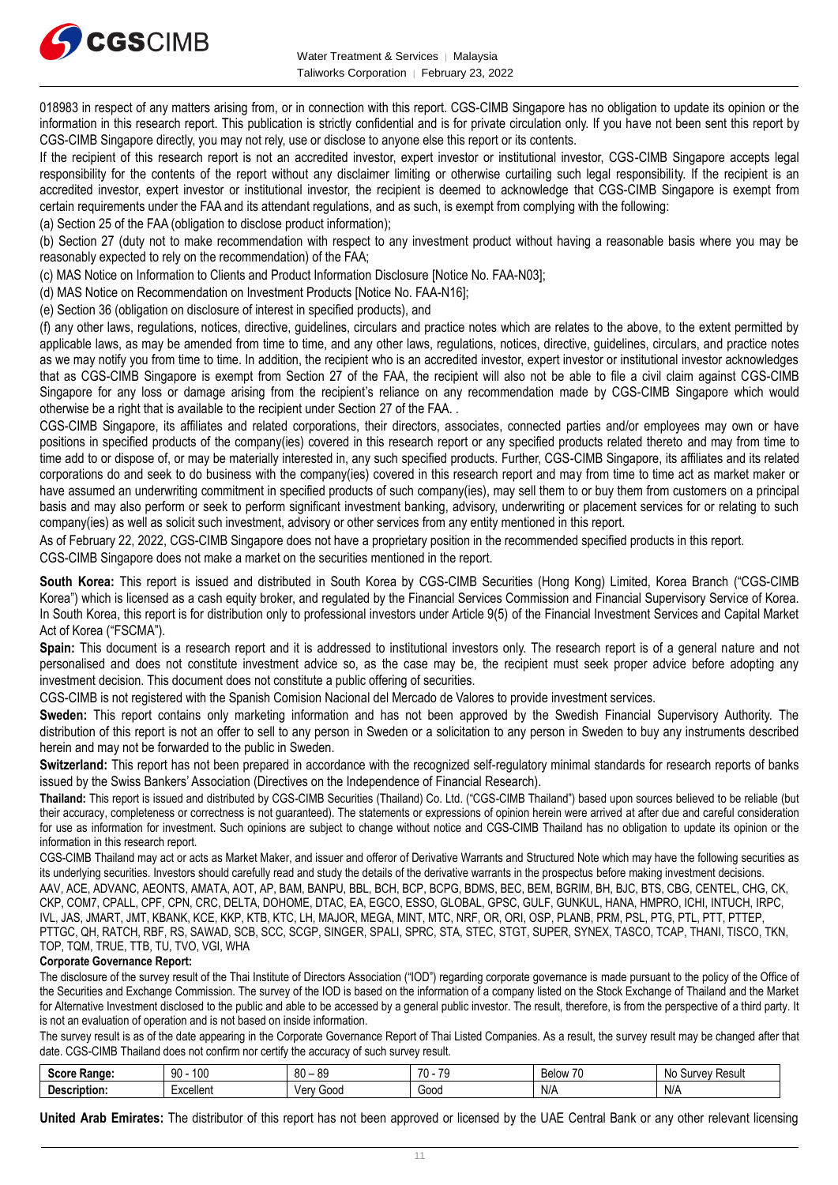018983 in respect of any matters arising from, or in connection with this report. CGS-CIMB Singapore has no obligation to update its opinion or the information in this research report. This publication is strictly confidential and is for private circulation only. If you have not been sent this report by CGS-CIMB Singapore directly, you may not rely, use or disclose to anyone else this report or its contents.

If the recipient of this research report is not an accredited investor, expert investor or institutional investor, CGS-CIMB Singapore accepts legal responsibility for the contents of the report without any disclaimer limiting or otherwise curtailing such legal responsibility. If the recipient is an accredited investor, expert investor or institutional investor, the recipient is deemed to acknowledge that CGS-CIMB Singapore is exempt from certain requirements under the FAA and its attendant regulations, and as such, is exempt from complying with the following:

(a) Section 25 of the FAA (obligation to disclose product information);

(b) Section 27 (duty not to make recommendation with respect to any investment product without having a reasonable basis where you may be reasonably expected to rely on the recommendation) of the FAA;

(c) MAS Notice on Information to Clients and Product Information Disclosure [Notice No. FAA-N03];

(d) MAS Notice on Recommendation on Investment Products [Notice No. FAA-N16];

(e) Section 36 (obligation on disclosure of interest in specified products), and

(f) any other laws, regulations, notices, directive, guidelines, circulars and practice notes which are relates to the above, to the extent permitted by applicable laws, as may be amended from time to time, and any other laws, regulations, notices, directive, guidelines, circulars, and practice notes as we may notify you from time to time. In addition, the recipient who is an accredited investor, expert investor or institutional investor acknowledges that as CGS-CIMB Singapore is exempt from Section 27 of the FAA, the recipient will also not be able to file a civil claim against CGS-CIMB Singapore for any loss or damage arising from the recipient's reliance on any recommendation made by CGS-CIMB Singapore which would otherwise be a right that is available to the recipient under Section 27 of the FAA. .

CGS-CIMB Singapore, its affiliates and related corporations, their directors, associates, connected parties and/or employees may own or have positions in specified products of the company(ies) covered in this research report or any specified products related thereto and may from time to time add to or dispose of, or may be materially interested in, any such specified products. Further, CGS-CIMB Singapore, its affiliates and its related corporations do and seek to do business with the company(ies) covered in this research report and may from time to time act as market maker or have assumed an underwriting commitment in specified products of such company(ies), may sell them to or buy them from customers on a principal basis and may also perform or seek to perform significant investment banking, advisory, underwriting or placement services for or relating to such company(ies) as well as solicit such investment, advisory or other services from any entity mentioned in this report.

As of February 22, 2022, CGS-CIMB Singapore does not have a proprietary position in the recommended specified products in this report.

CGS-CIMB Singapore does not make a market on the securities mentioned in the report.

**South Korea:** This report is issued and distributed in South Korea by CGS-CIMB Securities (Hong Kong) Limited, Korea Branch ("CGS-CIMB Korea") which is licensed as a cash equity broker, and regulated by the Financial Services Commission and Financial Supervisory Service of Korea. In South Korea, this report is for distribution only to professional investors under Article 9(5) of the Financial Investment Services and Capital Market Act of Korea ("FSCMA").

**Spain:** This document is a research report and it is addressed to institutional investors only. The research report is of a general nature and not personalised and does not constitute investment advice so, as the case may be, the recipient must seek proper advice before adopting any investment decision. This document does not constitute a public offering of securities.

CGS-CIMB is not registered with the Spanish Comision Nacional del Mercado de Valores to provide investment services.

**Sweden:** This report contains only marketing information and has not been approved by the Swedish Financial Supervisory Authority. The distribution of this report is not an offer to sell to any person in Sweden or a solicitation to any person in Sweden to buy any instruments described herein and may not be forwarded to the public in Sweden.

**Switzerland:** This report has not been prepared in accordance with the recognized self-regulatory minimal standards for research reports of banks issued by the Swiss Bankers' Association (Directives on the Independence of Financial Research).

**Thailand:** This report is issued and distributed by CGS-CIMB Securities (Thailand) Co. Ltd. ("CGS-CIMB Thailand") based upon sources believed to be reliable (but their accuracy, completeness or correctness is not guaranteed). The statements or expressions of opinion herein were arrived at after due and careful consideration for use as information for investment. Such opinions are subject to change without notice and CGS-CIMB Thailand has no obligation to update its opinion or the information in this research report.

CGS-CIMB Thailand may act or acts as Market Maker, and issuer and offeror of Derivative Warrants and Structured Note which may have the following securities as its underlying securities. Investors should carefully read and study the details of the derivative warrants in the prospectus before making investment decisions.

AAV, ACE, ADVANC, AEONTS, AMATA, AOT, AP, BAM, BANPU, BBL, BCH, BCP, BCPG, BDMS, BEC, BEM, BGRIM, BH, BJC, BTS, CBG, CENTEL, CHG, CK, CKP, COM7, CPALL, CPF, CPN, CRC, DELTA, DOHOME, DTAC, EA, EGCO, ESSO, GLOBAL, GPSC, GULF, GUNKUL, HANA, HMPRO, ICHI, INTUCH, IRPC, IVL, JAS, JMART, JMT, KBANK, KCE, KKP, KTB, KTC, LH, MAJOR, MEGA, MINT, MTC, NRF, OR, ORI, OSP, PLANB, PRM, PSL, PTG, PTL, PTT, PTTEP, PTTGC, QH, RATCH, RBF, RS, SAWAD, SCB, SCC, SCGP, SINGER, SPALI, SPRC, STA, STEC, STGT, SUPER, SYNEX, TASCO, TCAP, THANI, TISCO, TKN, TOP, TQM, TRUE, TTB, TU, TVO, VGI, WHA

**Corporate Governance Report:**

The disclosure of the survey result of the Thai Institute of Directors Association ("IOD") regarding corporate governance is made pursuant to the policy of the Office of the Securities and Exchange Commission. The survey of the IOD is based on the information of a company listed on the Stock Exchange of Thailand and the Market for Alternative Investment disclosed to the public and able to be accessed by a general public investor. The result, therefore, is from the perspective of a third party. It is not an evaluation of operation and is not based on inside information.

The survey result is as of the date appearing in the Corporate Governance Report of Thai Listed Companies. As a result, the survey result may be changed after that date. CGS-CIMB Thailand does not confirm nor certify the accuracy of such survey result.

| **Score Range:** | 90 - 100 | 80 – 89 | 70 - 79 | Below 70 | No Survey Result |
|---|---|---|---|---|---|
| **Description:** | Excellent | Very Good | Good | N/A | N/A |

**United Arab Emirates:** The distributor of this report has not been approved or licensed by the UAE Central Bank or any other relevant licensing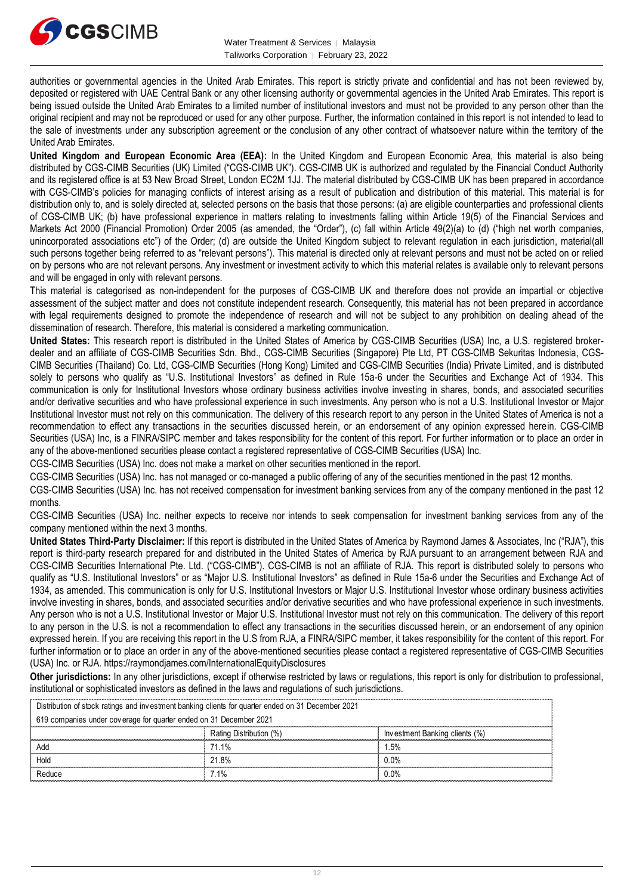authorities or governmental agencies in the United Arab Emirates. This report is strictly private and confidential and has not been reviewed by, deposited or registered with UAE Central Bank or any other licensing authority or governmental agencies in the United Arab Emirates. This report is being issued outside the United Arab Emirates to a limited number of institutional investors and must not be provided to any person other than the original recipient and may not be reproduced or used for any other purpose. Further, the information contained in this report is not intended to lead to the sale of investments under any subscription agreement or the conclusion of any other contract of whatsoever nature within the territory of the United Arab Emirates.

**United Kingdom and European Economic Area (EEA):** In the United Kingdom and European Economic Area, this material is also being distributed by CGS-CIMB Securities (UK) Limited ("CGS-CIMB UK"). CGS-CIMB UK is authorized and regulated by the Financial Conduct Authority and its registered office is at 53 New Broad Street, London EC2M 1JJ. The material distributed by CGS-CIMB UK has been prepared in accordance with CGS-CIMB's policies for managing conflicts of interest arising as a result of publication and distribution of this material. This material is for distribution only to, and is solely directed at, selected persons on the basis that those persons: (a) are eligible counterparties and professional clients of CGS-CIMB UK; (b) have professional experience in matters relating to investments falling within Article 19(5) of the Financial Services and Markets Act 2000 (Financial Promotion) Order 2005 (as amended, the "Order"), (c) fall within Article 49(2)(a) to (d) ("high net worth companies, unincorporated associations etc") of the Order; (d) are outside the United Kingdom subject to relevant regulation in each jurisdiction, material(all such persons together being referred to as "relevant persons"). This material is directed only at relevant persons and must not be acted on or relied on by persons who are not relevant persons. Any investment or investment activity to which this material relates is available only to relevant persons and will be engaged in only with relevant persons.

This material is categorised as non-independent for the purposes of CGS-CIMB UK and therefore does not provide an impartial or objective assessment of the subject matter and does not constitute independent research. Consequently, this material has not been prepared in accordance with legal requirements designed to promote the independence of research and will not be subject to any prohibition on dealing ahead of the dissemination of research. Therefore, this material is considered a marketing communication.

**United States:** This research report is distributed in the United States of America by CGS-CIMB Securities (USA) Inc, a U.S. registered broker-dealer and an affiliate of CGS-CIMB Securities Sdn. Bhd., CGS-CIMB Securities (Singapore) Pte Ltd, PT CGS-CIMB Sekuritas Indonesia, CGS-CIMB Securities (Thailand) Co. Ltd, CGS-CIMB Securities (Hong Kong) Limited and CGS-CIMB Securities (India) Private Limited, and is distributed solely to persons who qualify as "U.S. Institutional Investors" as defined in Rule 15a-6 under the Securities and Exchange Act of 1934. This communication is only for Institutional Investors whose ordinary business activities involve investing in shares, bonds, and associated securities and/or derivative securities and who have professional experience in such investments. Any person who is not a U.S. Institutional Investor or Major Institutional Investor must not rely on this communication. The delivery of this research report to any person in the United States of America is not a recommendation to effect any transactions in the securities discussed herein, or an endorsement of any opinion expressed herein. CGS-CIMB Securities (USA) Inc, is a FINRA/SIPC member and takes responsibility for the content of this report. For further information or to place an order in any of the above-mentioned securities please contact a registered representative of CGS-CIMB Securities (USA) Inc.

CGS-CIMB Securities (USA) Inc. does not make a market on other securities mentioned in the report.

CGS-CIMB Securities (USA) Inc. has not managed or co-managed a public offering of any of the securities mentioned in the past 12 months.

CGS-CIMB Securities (USA) Inc. has not received compensation for investment banking services from any of the company mentioned in the past 12 months.

CGS-CIMB Securities (USA) Inc. neither expects to receive nor intends to seek compensation for investment banking services from any of the company mentioned within the next 3 months.

**United States Third-Party Disclaimer:** If this report is distributed in the United States of America by Raymond James & Associates, Inc ("RJA"), this report is third-party research prepared for and distributed in the United States of America by RJA pursuant to an arrangement between RJA and CGS-CIMB Securities International Pte. Ltd. ("CGS-CIMB"). CGS-CIMB is not an affiliate of RJA. This report is distributed solely to persons who qualify as "U.S. Institutional Investors" or as "Major U.S. Institutional Investors" as defined in Rule 15a-6 under the Securities and Exchange Act of 1934, as amended. This communication is only for U.S. Institutional Investors or Major U.S. Institutional Investor whose ordinary business activities involve investing in shares, bonds, and associated securities and/or derivative securities and who have professional experience in such investments. Any person who is not a U.S. Institutional Investor or Major U.S. Institutional Investor must not rely on this communication. The delivery of this report to any person in the U.S. is not a recommendation to effect any transactions in the securities discussed herein, or an endorsement of any opinion expressed herein. If you are receiving this report in the U.S from RJA, a FINRA/SIPC member, it takes responsibility for the content of this report. For further information or to place an order in any of the above-mentioned securities please contact a registered representative of CGS-CIMB Securities (USA) Inc. or RJA. https://raymondjames.com/InternationalEquityDisclosures

**Other jurisdictions:** In any other jurisdictions, except if otherwise restricted by laws or regulations, this report is only for distribution to professional, institutional or sophisticated investors as defined in the laws and regulations of such jurisdictions.

| Distribution of stock ratings and investment banking clients for quarter ended on 31 December 2021 | | |
|---|---|---|
| 619 companies under coverage for quarter ended on 31 December 2021 | | |
| | Rating Distribution (%) | Investment Banking clients (%) |
| Add | 71.1% | 1.5% |
| Hold | 21.8% | 0.0% |
| Reduce | 7.1% | 0.0% |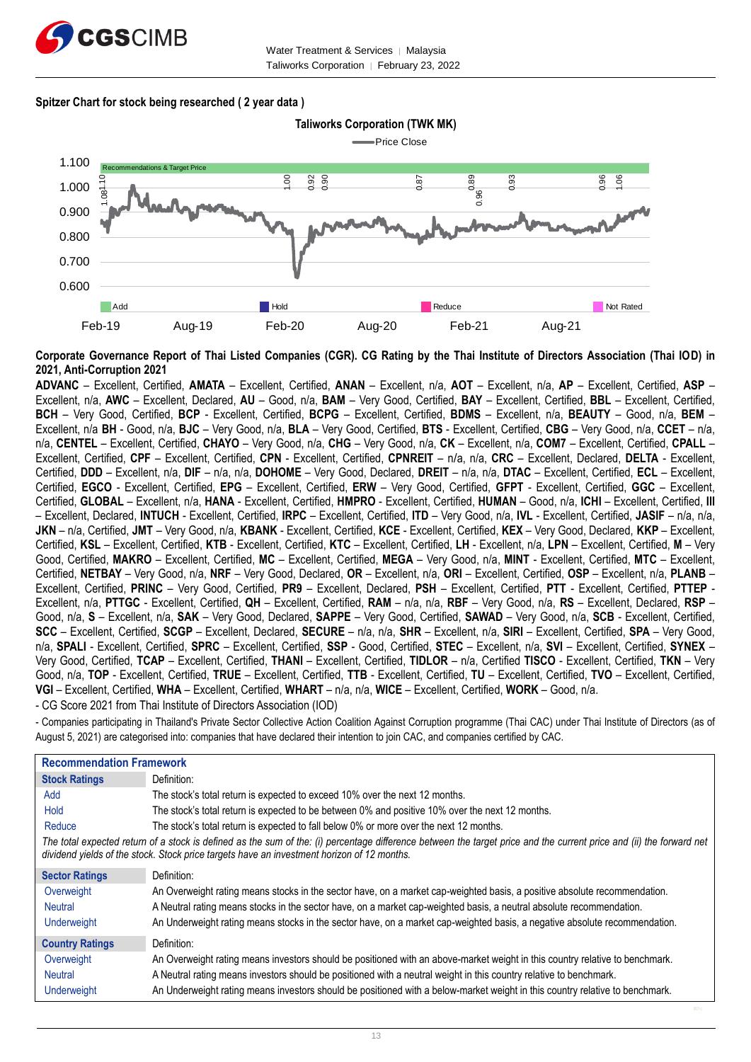**Spitzer Chart for stock being researched ( 2 year data )**

Taliworks Corporation (TWK MK)

Price Close

Recommendations & Target Price

Add | Hold | Reduce | Not Rated

Feb-19 | Aug-19 | Feb-20 | Aug-20 | Feb-21 | Aug-21

**Corporate Governance Report of Thai Listed Companies (CGR). CG Rating by the Thai Institute of Directors Association (Thai IOD) in 2021, Anti-Corruption 2021**

**ADVANC** – Excellent, Certified, **AMATA** – Excellent, Certified, **ANAN** – Excellent, n/a, **AOT** – Excellent, n/a, **AP** – Excellent, Certified, **ASP** – Excellent, n/a, **AWC** – Excellent, Declared, **AU** – Good, n/a, **BAM** – Very Good, Certified, **BAY** – Excellent, Certified, **BBL** – Excellent, Certified, **BCH** – Very Good, Certified, **BCP** - Excellent, Certified, **BCPG** – Excellent, Certified, **BDMS** – Excellent, n/a, **BEAUTY** – Good, n/a, **BEM** – Excellent, n/a **BH** - Good, n/a, **BJC** – Very Good, n/a, **BLA** – Very Good, Certified, **BTS** - Excellent, Certified, **CBG** – Very Good, n/a, **CCET** – n/a, n/a, **CENTEL** – Excellent, Certified, **CHAYO** – Very Good, n/a, **CHG** – Very Good, n/a, **CK** – Excellent, n/a, **COM7** – Excellent, Certified, **CPALL** – Excellent, Certified, **CPF** – Excellent, Certified, **CPN** - Excellent, Certified, **CPNREIT** – n/a, n/a, **CRC** – Excellent, Declared, **DELTA** - Excellent, Certified, **DDD** – Excellent, n/a, **DIF** – n/a, n/a, **DOHOME** – Very Good, Declared, **DREIT** – n/a, n/a, **DTAC** – Excellent, Certified, **ECL** – Excellent, Certified, **EGCO** - Excellent, Certified, **EPG** – Excellent, Certified, **ERW** – Very Good, Certified, **GFPT** - Excellent, Certified, **GGC** – Excellent, Certified, **GLOBAL** – Excellent, n/a, **HANA** - Excellent, Certified, **HMPRO** - Excellent, Certified, **HUMAN** – Good, n/a, **ICHI** – Excellent, Certified, **III** – Excellent, Declared, **INTUCH** - Excellent, Certified, **IRPC** – Excellent, Certified, **ITD** – Very Good, n/a, **IVL** - Excellent, Certified, **JASIF** – n/a, n/a, **JKN** – n/a, Certified, **JMT** – Very Good, n/a, **KBANK** - Excellent, Certified, **KCE** - Excellent, Certified, **KEX** – Very Good, Declared, **KKP** – Excellent, Certified, **KSL** – Excellent, Certified, **KTB** - Excellent, Certified, **KTC** – Excellent, Certified, **LH** - Excellent, n/a, **LPN** – Excellent, Certified, **M** – Very Good, Certified, **MAKRO** – Excellent, Certified, **MC** – Excellent, Certified, **MEGA** – Very Good, n/a, **MINT** - Excellent, Certified, **MTC** – Excellent, Certified, **NETBAY** – Very Good, n/a, **NRF** – Very Good, Declared, **OR** – Excellent, n/a, **ORI** – Excellent, Certified, **OSP** – Excellent, n/a, **PLANB** – Excellent, Certified, **PRINC** – Very Good, Certified, **PR9** – Excellent, Declared, **PSH** – Excellent, Certified, **PTT** - Excellent, Certified, **PTTEP** - Excellent, n/a, **PTTGC** - Excellent, Certified, **QH** – Excellent, Certified, **RAM** – n/a, n/a, **RBF** – Very Good, n/a, **RS** – Excellent, Declared, **RSP** – Good, n/a, **S** – Excellent, n/a, **SAK** – Very Good, Declared, **SAPPE** – Very Good, Certified, **SAWAD** – Very Good, n/a, **SCB** - Excellent, Certified, **SCC** – Excellent, Certified, **SCGP** – Excellent, Declared, **SECURE** – n/a, n/a, **SHR** – Excellent, n/a, **SIRI** – Excellent, Certified, **SPA** – Very Good, n/a, **SPALI** - Excellent, Certified, **SPRC** – Excellent, Certified, **SSP** - Good, Certified, **STEC** – Excellent, n/a, **SVI** – Excellent, Certified, **SYNEX** – Very Good, Certified, **TCAP** – Excellent, Certified, **THANI** – Excellent, Certified, **TIDLOR** – n/a, Certified **TISCO** - Excellent, Certified, **TKN** – Very Good, n/a, **TOP** - Excellent, Certified, **TRUE** – Excellent, Certified, **TTB** - Excellent, Certified, **TU** – Excellent, Certified, **TVO** – Excellent, Certified, **VGI** – Excellent, Certified, **WHA** – Excellent, Certified, **WHART** – n/a, n/a, **WICE** – Excellent, Certified, **WORK** – Good, n/a.

- CG Score 2021 from Thai Institute of Directors Association (IOD)

- Companies participating in Thailand's Private Sector Collective Action Coalition Against Corruption programme (Thai CAC) under Thai Institute of Directors (as of August 5, 2021) are categorised into: companies that have declared their intention to join CAC, and companies certified by CAC.

**Recommendation Framework**

| **Stock Ratings** | Definition: |
|---|---|
| Add | The stock's total return is expected to exceed 10% over the next 12 months. |
| Hold | The stock's total return is expected to be between 0% and positive 10% over the next 12 months. |
| Reduce | The stock's total return is expected to fall below 0% or more over the next 12 months. |

*The total expected return of a stock is defined as the sum of the: (i) percentage difference between the target price and the current price and (ii) the forward net dividend yields of the stock. Stock price targets have an investment horizon of 12 months.*

| **Sector Ratings** | Definition: |
|---|---|
| Overweight | An Overweight rating means stocks in the sector have, on a market cap-weighted basis, a positive absolute recommendation. |
| Neutral | A Neutral rating means stocks in the sector have, on a market cap-weighted basis, a neutral absolute recommendation. |
| Underweight | An Underweight rating means stocks in the sector have, on a market cap-weighted basis, a negative absolute recommendation. |

| **Country Ratings** | Definition: |
|---|---|
| Overweight | An Overweight rating means investors should be positioned with an above-market weight in this country relative to benchmark. |
| Neutral | A Neutral rating means investors should be positioned with a neutral weight in this country relative to benchmark. |
| Underweight | An Underweight rating means investors should be positioned with a below-market weight in this country relative to benchmark. |